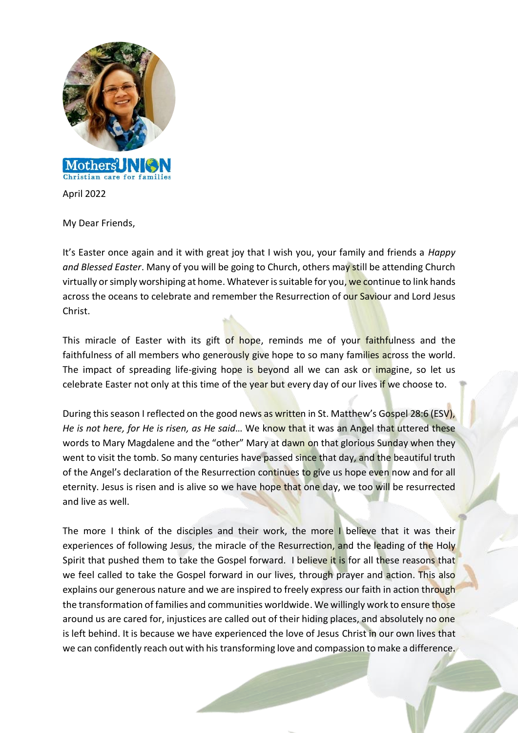Mothers' UNION
Christian care for families

April 2022

My Dear Friends,

It's Easter once again and it with great joy that I wish you, your family and friends a *Happy and Blessed Easter*. Many of you will be going to Church, others may still be attending Church virtually or simply worshiping at home. Whatever is suitable for you, we continue to link hands across the oceans to celebrate and remember the Resurrection of our Saviour and Lord Jesus Christ.

This miracle of Easter with its gift of hope, reminds me of your faithfulness and the faithfulness of all members who generously give hope to so many families across the world. The impact of spreading life-giving hope is beyond all we can ask or imagine, so let us celebrate Easter not only at this time of the year but every day of our lives if we choose to.

During this season I reflected on the good news as written in St. Matthew's Gospel 28:6 (ESV), *He is not here, for He is risen, as He said*… We know that it was an Angel that uttered these words to Mary Magdalene and the "other" Mary at dawn on that glorious Sunday when they went to visit the tomb. So many centuries have passed since that day, and the beautiful truth of the Angel's declaration of the Resurrection continues to give us hope even now and for all eternity. Jesus is risen and is alive so we have hope that one day, we too will be resurrected and live as well.

The more I think of the disciples and their work, the more I believe that it was their experiences of following Jesus, the miracle of the Resurrection, and the leading of the Holy Spirit that pushed them to take the Gospel forward. I believe it is for all these reasons that we feel called to take the Gospel forward in our lives, through prayer and action. This also explains our generous nature and we are inspired to freely express our faith in action through the transformation of families and communities worldwide. We willingly work to ensure those around us are cared for, injustices are called out of their hiding places, and absolutely no one is left behind. It is because we have experienced the love of Jesus Christ in our own lives that we can confidently reach out with his transforming love and compassion to make a difference.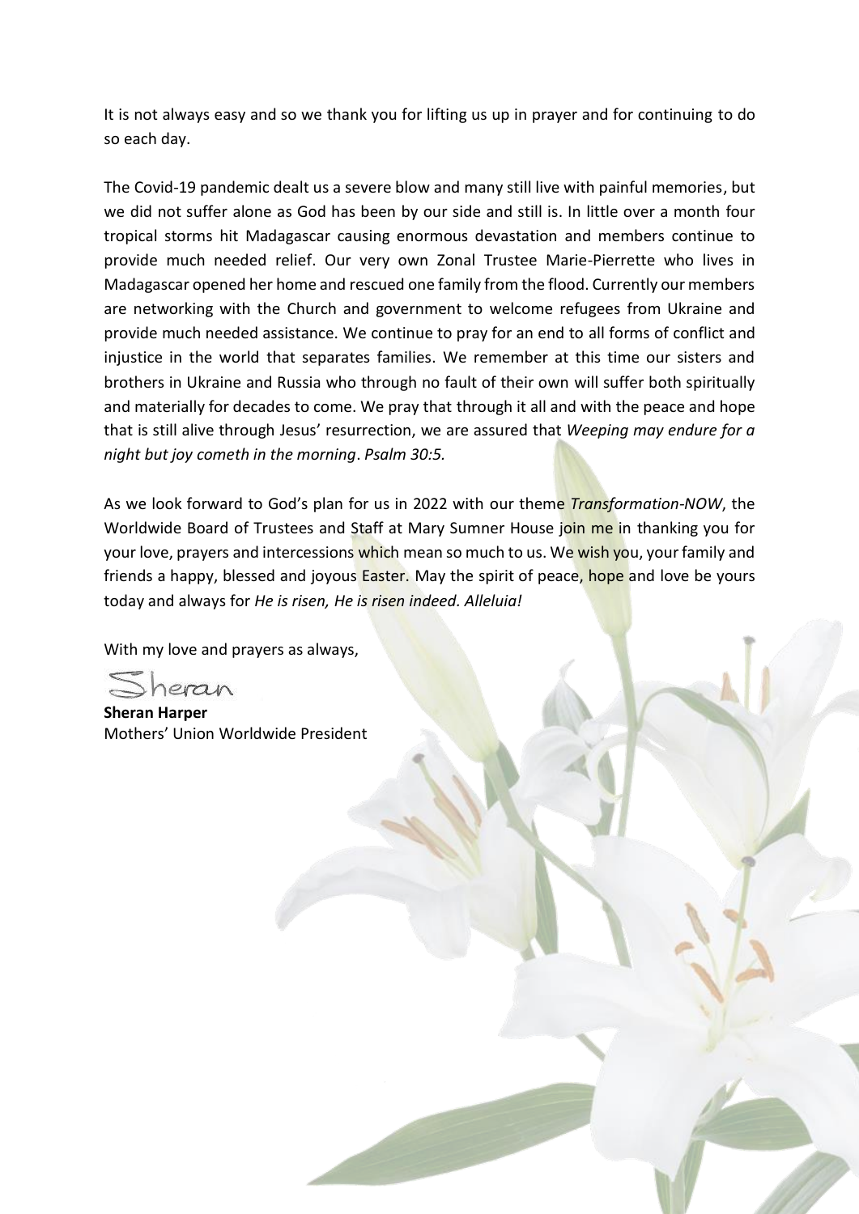It is not always easy and so we thank you for lifting us up in prayer and for continuing to do so each day.

The Covid-19 pandemic dealt us a severe blow and many still live with painful memories, but we did not suffer alone as God has been by our side and still is. In little over a month four tropical storms hit Madagascar causing enormous devastation and members continue to provide much needed relief. Our very own Zonal Trustee Marie-Pierrette who lives in Madagascar opened her home and rescued one family from the flood. Currently our members are networking with the Church and government to welcome refugees from Ukraine and provide much needed assistance. We continue to pray for an end to all forms of conflict and injustice in the world that separates families. We remember at this time our sisters and brothers in Ukraine and Russia who through no fault of their own will suffer both spiritually and materially for decades to come. We pray that through it all and with the peace and hope that is still alive through Jesus' resurrection, we are assured that *Weeping may endure for a night but joy cometh in the morning*. *Psalm 30:5.*

As we look forward to God's plan for us in 2022 with our theme *Transformation-NOW*, the Worldwide Board of Trustees and Staff at Mary Sumner House join me in thanking you for your love, prayers and intercessions which mean so much to us. We wish you, your family and friends a happy, blessed and joyous Easter. May the spirit of peace, hope and love be yours today and always for *He is risen, He is risen indeed. Alleluia!*

With my love and prayers as always,

Sheran

**Sheran Harper**
Mothers' Union Worldwide President